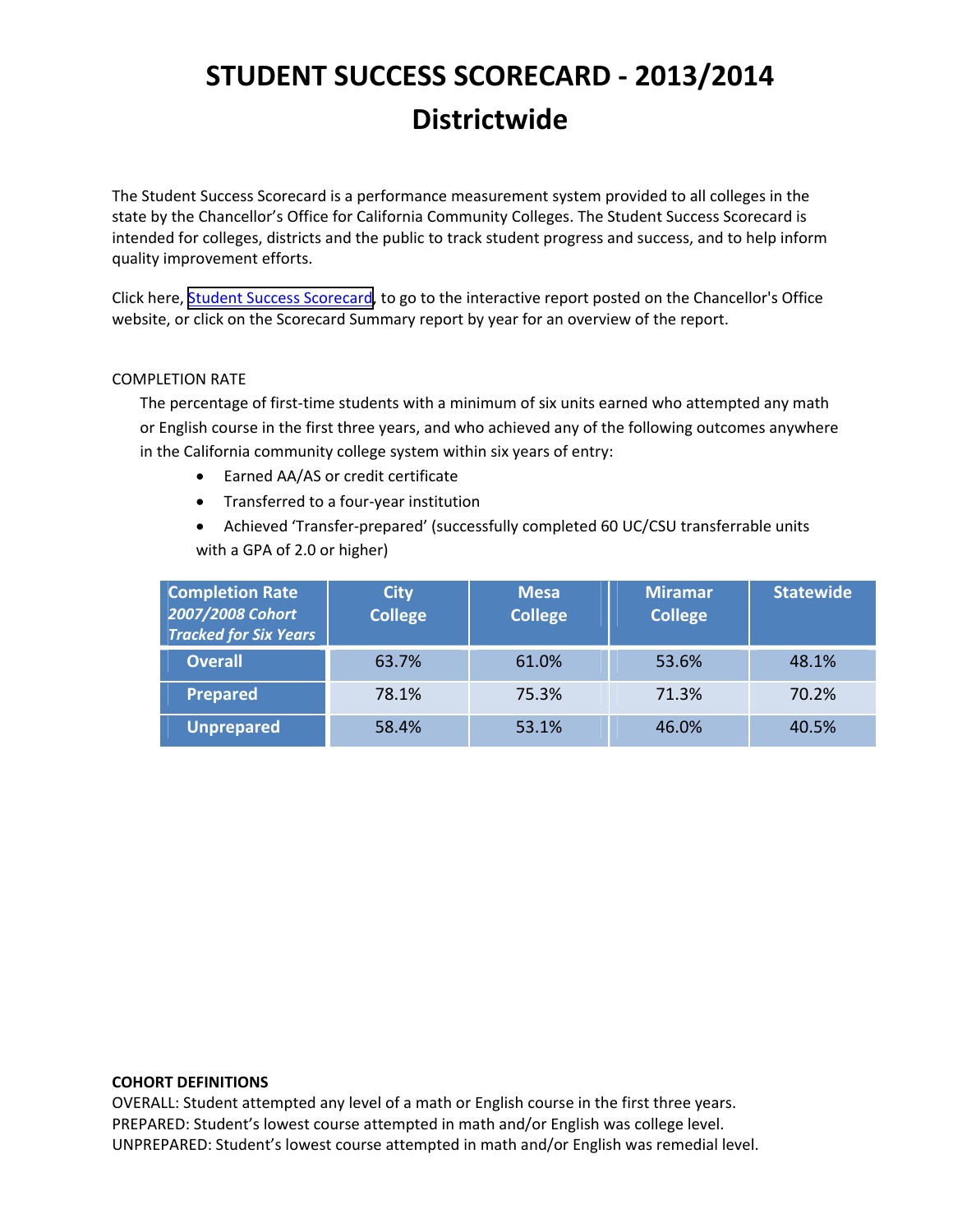# STUDENT SUCCESS SCORECARD - 2013/2014

# Districtwide

The Student Success Scorecard is a performance measurement system provided to all colleges in the state by the Chancellor's Office for California Community Colleges. The Student Success Scorecard is intended for colleges, districts and the public to track student progress and success, and to help inform quality improvement efforts.

Click here, Student Success Scorecard, to go to the interactive report posted on the Chancellor's Office website, or click on the Scorecard Summary report by year for an overview of the report.

COMPLETION RATE

The percentage of first-time students with a minimum of six units earned who attempted any math or English course in the first three years, and who achieved any of the following outcomes anywhere in the California community college system within six years of entry:

- Earned AA/AS or credit certificate
- Transferred to a four-year institution
- Achieved 'Transfer-prepared' (successfully completed 60 UC/CSU transferrable units with a GPA of 2.0 or higher)

| **Completion Rate** *2007/2008 Cohort Tracked for Six Years* | City College | Mesa College | Miramar College | Statewide |
|---|---|---|---|---|
| **Overall** | 63.7% | 61.0% | 53.6% | 48.1% |
| **Prepared** | 78.1% | 75.3% | 71.3% | 70.2% |
| **Unprepared** | 58.4% | 53.1% | 46.0% | 40.5% |

**COHORT DEFINITIONS**

OVERALL: Student attempted any level of a math or English course in the first three years.
PREPARED: Student's lowest course attempted in math and/or English was college level.
UNPREPARED: Student's lowest course attempted in math and/or English was remedial level.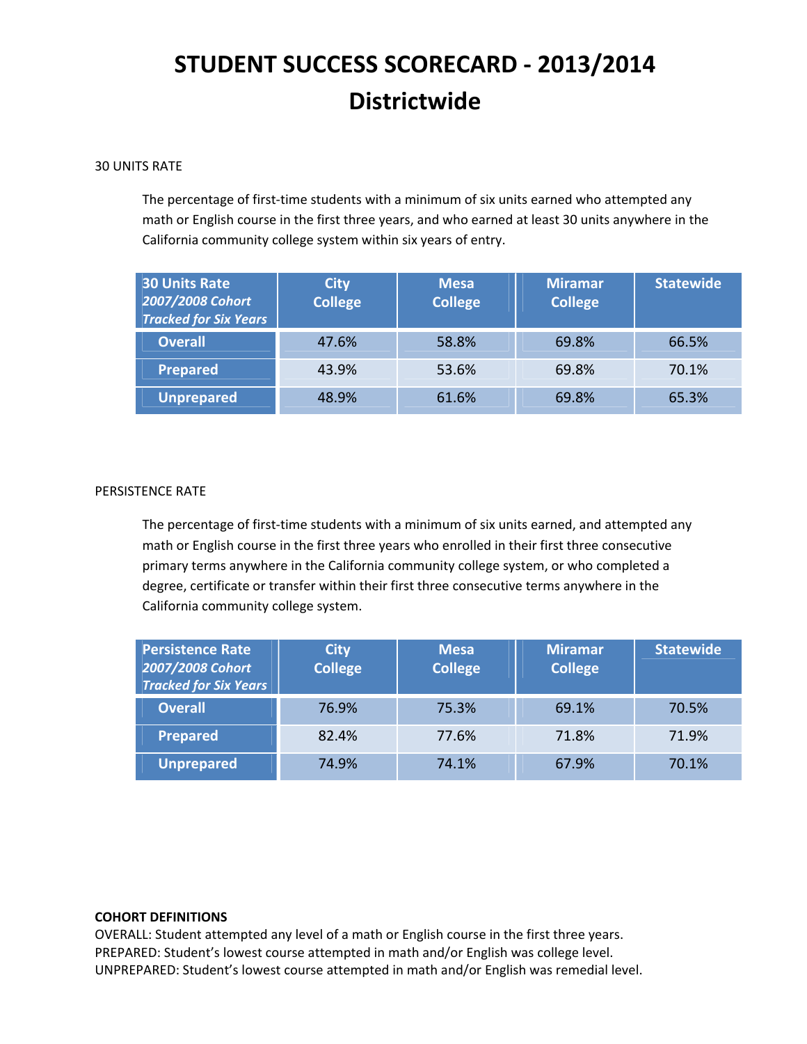# STUDENT SUCCESS SCORECARD - 2013/2014
# Districtwide

30 UNITS RATE

The percentage of first-time students with a minimum of six units earned who attempted any math or English course in the first three years, and who earned at least 30 units anywhere in the California community college system within six years of entry.

| **30 Units Rate** *2007/2008 Cohort Tracked for Six Years* | City College | Mesa College | Miramar College | Statewide |
|---|---|---|---|---|
| **Overall** | 47.6% | 58.8% | 69.8% | 66.5% |
| **Prepared** | 43.9% | 53.6% | 69.8% | 70.1% |
| **Unprepared** | 48.9% | 61.6% | 69.8% | 65.3% |

PERSISTENCE RATE

The percentage of first-time students with a minimum of six units earned, and attempted any math or English course in the first three years who enrolled in their first three consecutive primary terms anywhere in the California community college system, or who completed a degree, certificate or transfer within their first three consecutive terms anywhere in the California community college system.

| **Persistence Rate** *2007/2008 Cohort Tracked for Six Years* | City College | Mesa College | Miramar College | Statewide |
|---|---|---|---|---|
| **Overall** | 76.9% | 75.3% | 69.1% | 70.5% |
| **Prepared** | 82.4% | 77.6% | 71.8% | 71.9% |
| **Unprepared** | 74.9% | 74.1% | 67.9% | 70.1% |

**COHORT DEFINITIONS**

OVERALL: Student attempted any level of a math or English course in the first three years.
PREPARED: Student's lowest course attempted in math and/or English was college level.
UNPREPARED: Student's lowest course attempted in math and/or English was remedial level.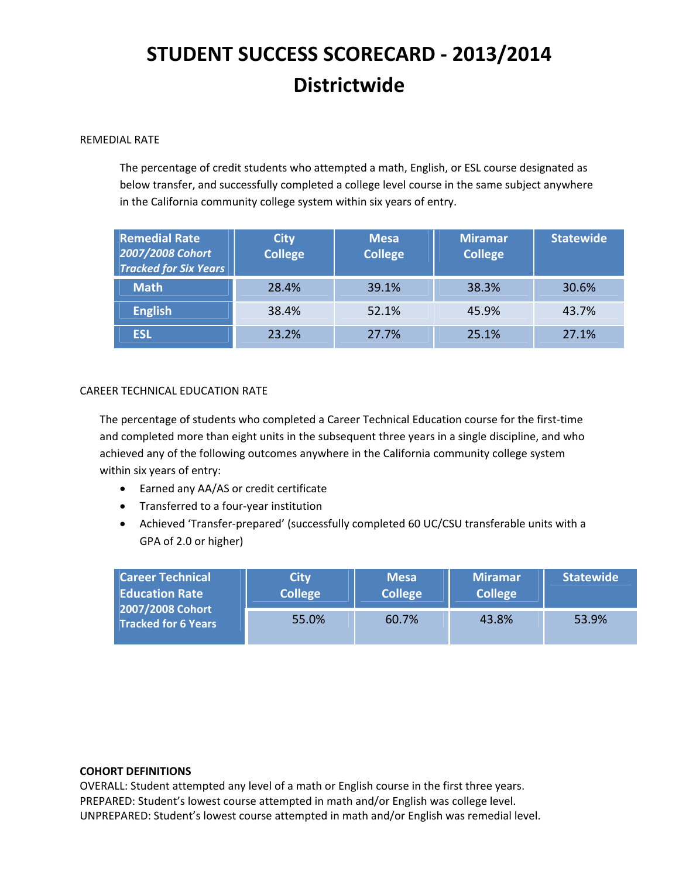# STUDENT SUCCESS SCORECARD - 2013/2014
# Districtwide

REMEDIAL RATE

The percentage of credit students who attempted a math, English, or ESL course designated as below transfer, and successfully completed a college level course in the same subject anywhere in the California community college system within six years of entry.

| Remedial Rate *2007/2008 Cohort Tracked for Six Years* | City College | Mesa College | Miramar College | Statewide |
|---|---|---|---|---|
| Math | 28.4% | 39.1% | 38.3% | 30.6% |
| English | 38.4% | 52.1% | 45.9% | 43.7% |
| ESL | 23.2% | 27.7% | 25.1% | 27.1% |

CAREER TECHNICAL EDUCATION RATE

The percentage of students who completed a Career Technical Education course for the first-time and completed more than eight units in the subsequent three years in a single discipline, and who achieved any of the following outcomes anywhere in the California community college system within six years of entry:

- Earned any AA/AS or credit certificate
- Transferred to a four-year institution
- Achieved 'Transfer-prepared' (successfully completed 60 UC/CSU transferable units with a GPA of 2.0 or higher)

| Career Technical Education Rate 2007/2008 Cohort Tracked for 6 Years | City College | Mesa College | Miramar College | Statewide |
|---|---|---|---|---|
| | 55.0% | 60.7% | 43.8% | 53.9% |

**COHORT DEFINITIONS**
OVERALL: Student attempted any level of a math or English course in the first three years.
PREPARED: Student's lowest course attempted in math and/or English was college level.
UNPREPARED: Student's lowest course attempted in math and/or English was remedial level.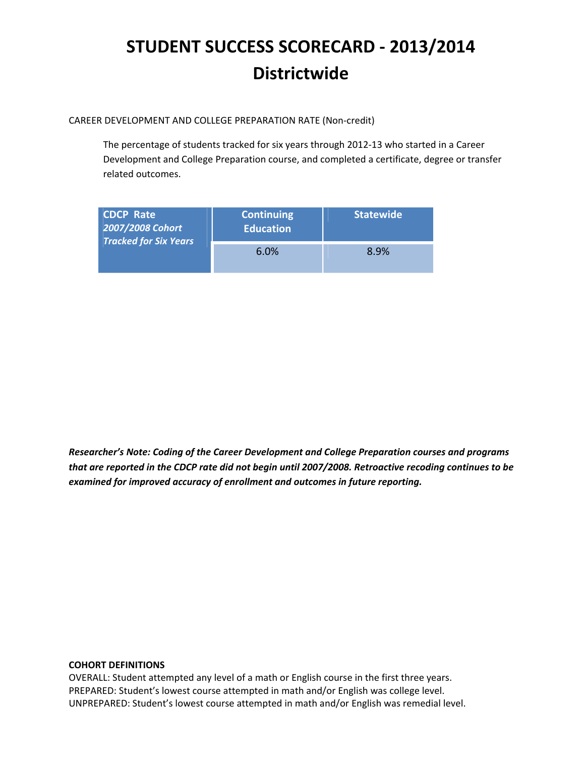# STUDENT SUCCESS SCORECARD - 2013/2014
# Districtwide

CAREER DEVELOPMENT AND COLLEGE PREPARATION RATE (Non-credit)

The percentage of students tracked for six years through 2012-13 who started in a Career Development and College Preparation course, and completed a certificate, degree or transfer related outcomes.

| CDCP Rate *2007/2008 Cohort Tracked for Six Years* | Continuing Education | Statewide |
|---|---|---|
| | 6.0% | 8.9% |

***Researcher's Note: Coding of the Career Development and College Preparation courses and programs that are reported in the CDCP rate did not begin until 2007/2008. Retroactive recoding continues to be examined for improved accuracy of enrollment and outcomes in future reporting.***

**COHORT DEFINITIONS**

OVERALL: Student attempted any level of a math or English course in the first three years.
PREPARED: Student's lowest course attempted in math and/or English was college level.
UNPREPARED: Student's lowest course attempted in math and/or English was remedial level.